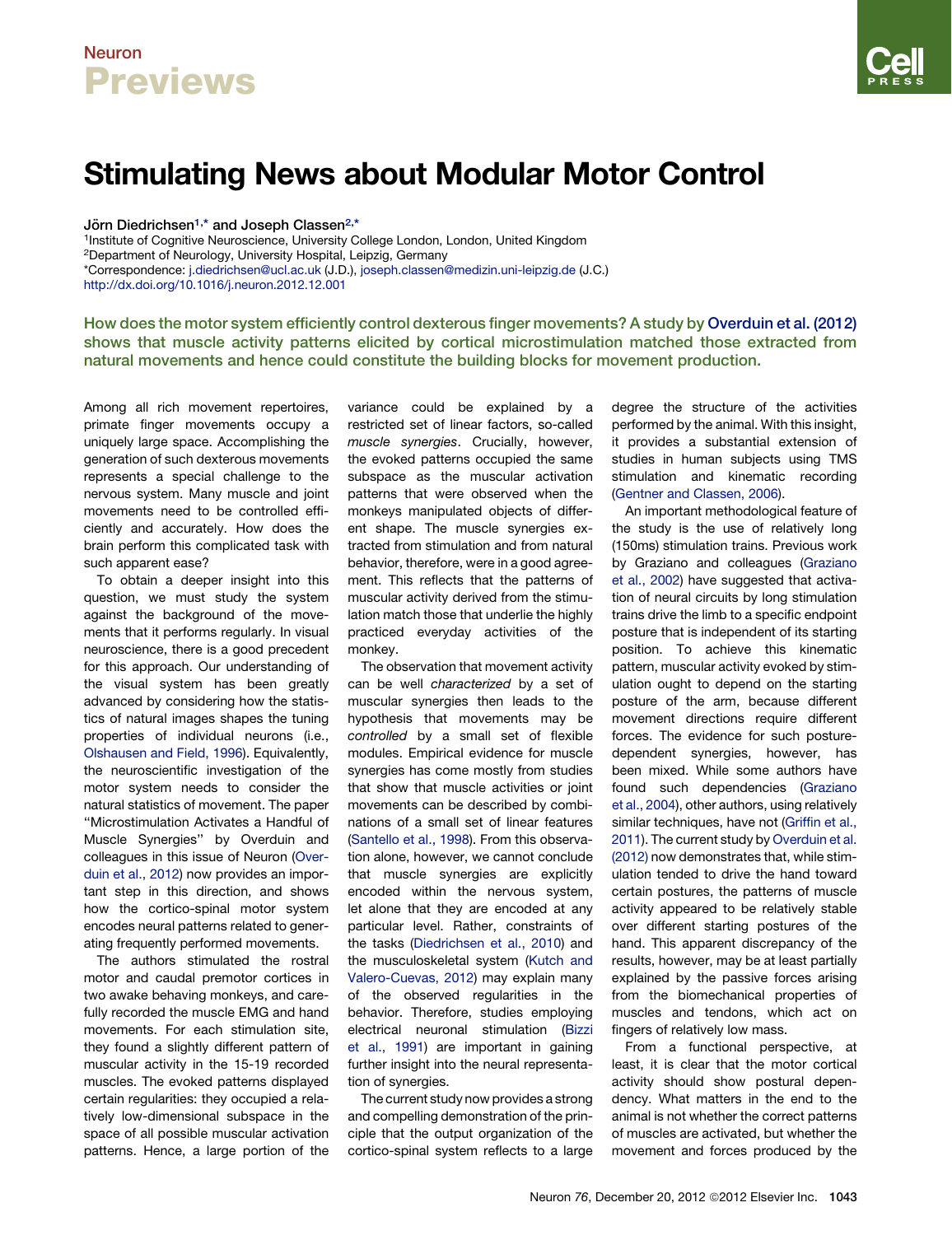# Stimulating News about Modular Motor Control

Jörn Diedrichsen[1,*] and Joseph Classen[2,*]

[1]Institute of Cognitive Neuroscience, University College London, London, United Kingdom
[2]Department of Neurology, University Hospital, Leipzig, Germany
*Correspondence: j.diedrichsen@ucl.ac.uk (J.D.), joseph.classen@medizin.uni-leipzig.de (J.C.)
http://dx.doi.org/10.1016/j.neuron.2012.12.001

**How does the motor system efficiently control dexterous finger movements? A study by Overduin et al. (2012) shows that muscle activity patterns elicited by cortical microstimulation matched those extracted from natural movements and hence could constitute the building blocks for movement production.**

Among all rich movement repertoires, primate finger movements occupy a uniquely large space. Accomplishing the generation of such dexterous movements represents a special challenge to the nervous system. Many muscle and joint movements need to be controlled efficiently and accurately. How does the brain perform this complicated task with such apparent ease?

To obtain a deeper insight into this question, we must study the system against the background of the movements that it performs regularly. In visual neuroscience, there is a good precedent for this approach. Our understanding of the visual system has been greatly advanced by considering how the statistics of natural images shapes the tuning properties of individual neurons (i.e., Olshausen and Field, 1996). Equivalently, the neuroscientific investigation of the motor system needs to consider the natural statistics of movement. The paper "Microstimulation Activates a Handful of Muscle Synergies" by Overduin and colleagues in this issue of Neuron (Overduin et al., 2012) now provides an important step in this direction, and shows how the cortico-spinal motor system encodes neural patterns related to generating frequently performed movements.

The authors stimulated the rostral motor and caudal premotor cortices in two awake behaving monkeys, and carefully recorded the muscle EMG and hand movements. For each stimulation site, they found a slightly different pattern of muscular activity in the 15-19 recorded muscles. The evoked patterns displayed certain regularities: they occupied a relatively low-dimensional subspace in the space of all possible muscular activation patterns. Hence, a large portion of the variance could be explained by a restricted set of linear factors, so-called *muscle synergies*. Crucially, however, the evoked patterns occupied the same subspace as the muscular activation patterns that were observed when the monkeys manipulated objects of different shape. The muscle synergies extracted from stimulation and from natural behavior, therefore, were in a good agreement. This reflects that the patterns of muscular activity derived from the stimulation match those that underlie the highly practiced everyday activities of the monkey.

The observation that movement activity can be well *characterized* by a set of muscular synergies then leads to the hypothesis that movements may be *controlled* by a small set of flexible modules. Empirical evidence for muscle synergies has come mostly from studies that show that muscle activities or joint movements can be described by combinations of a small set of linear features (Santello et al., 1998). From this observation alone, however, we cannot conclude that muscle synergies are explicitly encoded within the nervous system, let alone that they are encoded at any particular level. Rather, constraints of the tasks (Diedrichsen et al., 2010) and the musculoskeletal system (Kutch and Valero-Cuevas, 2012) may explain many of the observed regularities in the behavior. Therefore, studies employing electrical neuronal stimulation (Bizzi et al., 1991) are important in gaining further insight into the neural representation of synergies.

The current study now provides a strong and compelling demonstration of the principle that the output organization of the cortico-spinal system reflects to a large degree the structure of the activities performed by the animal. With this insight, it provides a substantial extension of studies in human subjects using TMS stimulation and kinematic recording (Gentner and Classen, 2006).

An important methodological feature of the study is the use of relatively long (150ms) stimulation trains. Previous work by Graziano and colleagues (Graziano et al., 2002) have suggested that activation of neural circuits by long stimulation trains drive the limb to a specific endpoint posture that is independent of its starting position. To achieve this kinematic pattern, muscular activity evoked by stimulation ought to depend on the starting posture of the arm, because different movement directions require different forces. The evidence for such posture-dependent synergies, however, has been mixed. While some authors have found such dependencies (Graziano et al., 2004), other authors, using relatively similar techniques, have not (Griffin et al., 2011). The current study by Overduin et al. (2012) now demonstrates that, while stimulation tended to drive the hand toward certain postures, the patterns of muscle activity appeared to be relatively stable over different starting postures of the hand. This apparent discrepancy of the results, however, may be at least partially explained by the passive forces arising from the biomechanical properties of muscles and tendons, which act on fingers of relatively low mass.

From a functional perspective, at least, it is clear that the motor cortical activity should show postural dependency. What matters in the end to the animal is not whether the correct patterns of muscles are activated, but whether the movement and forces produced by the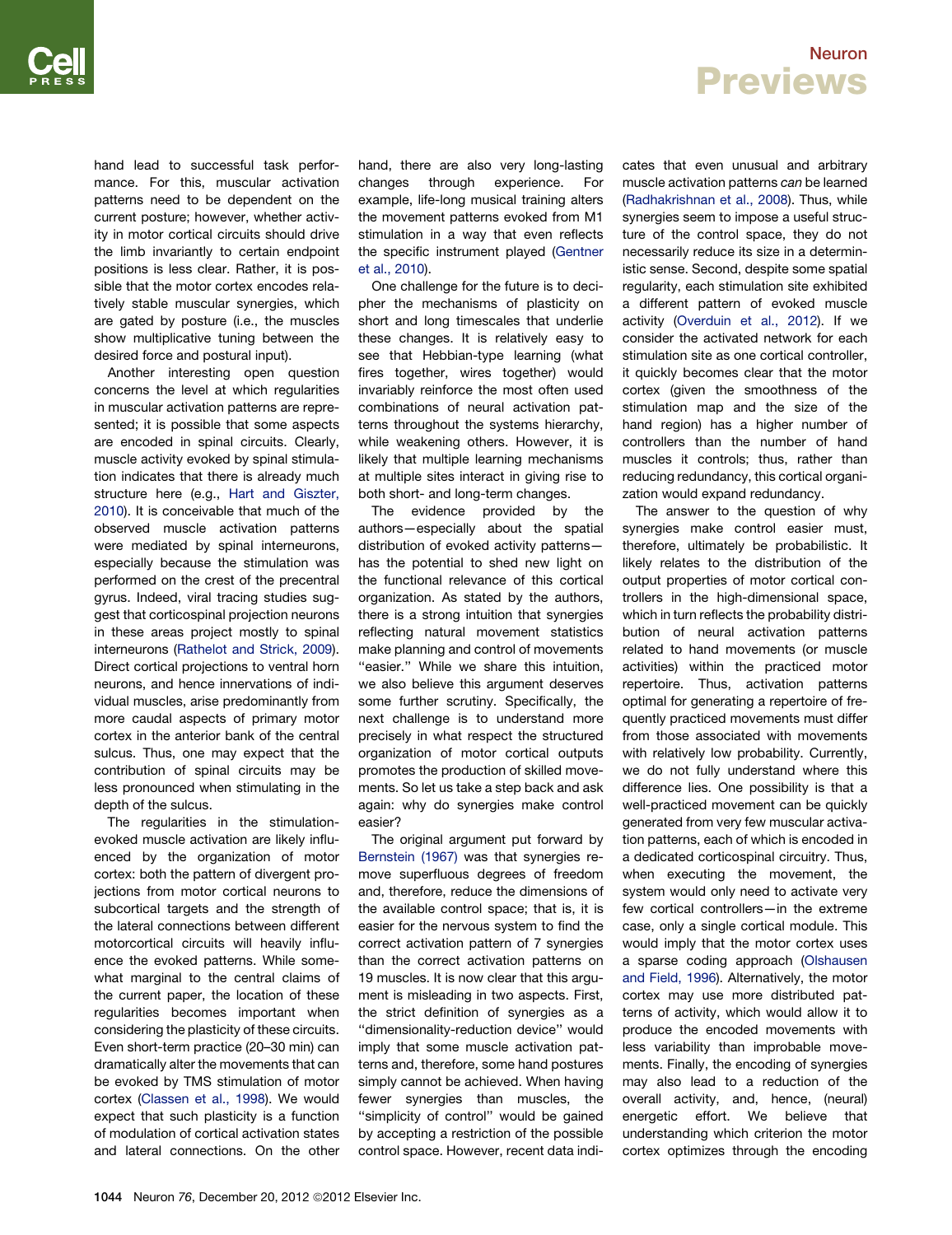hand lead to successful task performance. For this, muscular activation patterns need to be dependent on the current posture; however, whether activity in motor cortical circuits should drive the limb invariantly to certain endpoint positions is less clear. Rather, it is possible that the motor cortex encodes relatively stable muscular synergies, which are gated by posture (i.e., the muscles show multiplicative tuning between the desired force and postural input).

Another interesting open question concerns the level at which regularities in muscular activation patterns are represented; it is possible that some aspects are encoded in spinal circuits. Clearly, muscle activity evoked by spinal stimulation indicates that there is already much structure here (e.g., Hart and Giszter, 2010). It is conceivable that much of the observed muscle activation patterns were mediated by spinal interneurons, especially because the stimulation was performed on the crest of the precentral gyrus. Indeed, viral tracing studies suggest that corticospinal projection neurons in these areas project mostly to spinal interneurons (Rathelot and Strick, 2009). Direct cortical projections to ventral horn neurons, and hence innervations of individual muscles, arise predominantly from more caudal aspects of primary motor cortex in the anterior bank of the central sulcus. Thus, one may expect that the contribution of spinal circuits may be less pronounced when stimulating in the depth of the sulcus.

The regularities in the stimulation-evoked muscle activation are likely influenced by the organization of motor cortex: both the pattern of divergent projections from motor cortical neurons to subcortical targets and the strength of the lateral connections between different motorcortical circuits will heavily influence the evoked patterns. While somewhat marginal to the central claims of the current paper, the location of these regularities becomes important when considering the plasticity of these circuits. Even short-term practice (20–30 min) can dramatically alter the movements that can be evoked by TMS stimulation of motor cortex (Classen et al., 1998). We would expect that such plasticity is a function of modulation of cortical activation states and lateral connections. On the other hand, there are also very long-lasting changes through experience. For example, life-long musical training alters the movement patterns evoked from M1 stimulation in a way that even reflects the specific instrument played (Gentner et al., 2010).

One challenge for the future is to decipher the mechanisms of plasticity on short and long timescales that underlie these changes. It is relatively easy to see that Hebbian-type learning (what fires together, wires together) would invariably reinforce the most often used combinations of neural activation patterns throughout the systems hierarchy, while weakening others. However, it is likely that multiple learning mechanisms at multiple sites interact in giving rise to both short- and long-term changes.

The evidence provided by the authors—especially about the spatial distribution of evoked activity patterns—has the potential to shed new light on the functional relevance of this cortical organization. As stated by the authors, there is a strong intuition that synergies reflecting natural movement statistics make planning and control of movements "easier." While we share this intuition, we also believe this argument deserves some further scrutiny. Specifically, the next challenge is to understand more precisely in what respect the structured organization of motor cortical outputs promotes the production of skilled movements. So let us take a step back and ask again: why do synergies make control easier?

The original argument put forward by Bernstein (1967) was that synergies remove superfluous degrees of freedom and, therefore, reduce the dimensions of the available control space; that is, it is easier for the nervous system to find the correct activation pattern of 7 synergies than the correct activation patterns on 19 muscles. It is now clear that this argument is misleading in two aspects. First, the strict definition of synergies as a "dimensionality-reduction device" would imply that some muscle activation patterns and, therefore, some hand postures simply cannot be achieved. When having fewer synergies than muscles, the "simplicity of control" would be gained by accepting a restriction of the possible control space. However, recent data indicates that even unusual and arbitrary muscle activation patterns *can* be learned (Radhakrishnan et al., 2008). Thus, while synergies seem to impose a useful structure of the control space, they do not necessarily reduce its size in a deterministic sense. Second, despite some spatial regularity, each stimulation site exhibited a different pattern of evoked muscle activity (Overduin et al., 2012). If we consider the activated network for each stimulation site as one cortical controller, it quickly becomes clear that the motor cortex (given the smoothness of the stimulation map and the size of the hand region) has a higher number of controllers than the number of hand muscles it controls; thus, rather than reducing redundancy, this cortical organization would expand redundancy.

The answer to the question of why synergies make control easier must, therefore, ultimately be probabilistic. It likely relates to the distribution of the output properties of motor cortical controllers in the high-dimensional space, which in turn reflects the probability distribution of neural activation patterns related to hand movements (or muscle activities) within the practiced motor repertoire. Thus, activation patterns optimal for generating a repertoire of frequently practiced movements must differ from those associated with movements with relatively low probability. Currently, we do not fully understand where this difference lies. One possibility is that a well-practiced movement can be quickly generated from very few muscular activation patterns, each of which is encoded in a dedicated corticospinal circuitry. Thus, when executing the movement, the system would only need to activate very few cortical controllers—in the extreme case, only a single cortical module. This would imply that the motor cortex uses a sparse coding approach (Olshausen and Field, 1996). Alternatively, the motor cortex may use more distributed patterns of activity, which would allow it to produce the encoded movements with less variability than improbable movements. Finally, the encoding of synergies may also lead to a reduction of the overall activity, and, hence, (neural) energetic effort. We believe that understanding which criterion the motor cortex optimizes through the encoding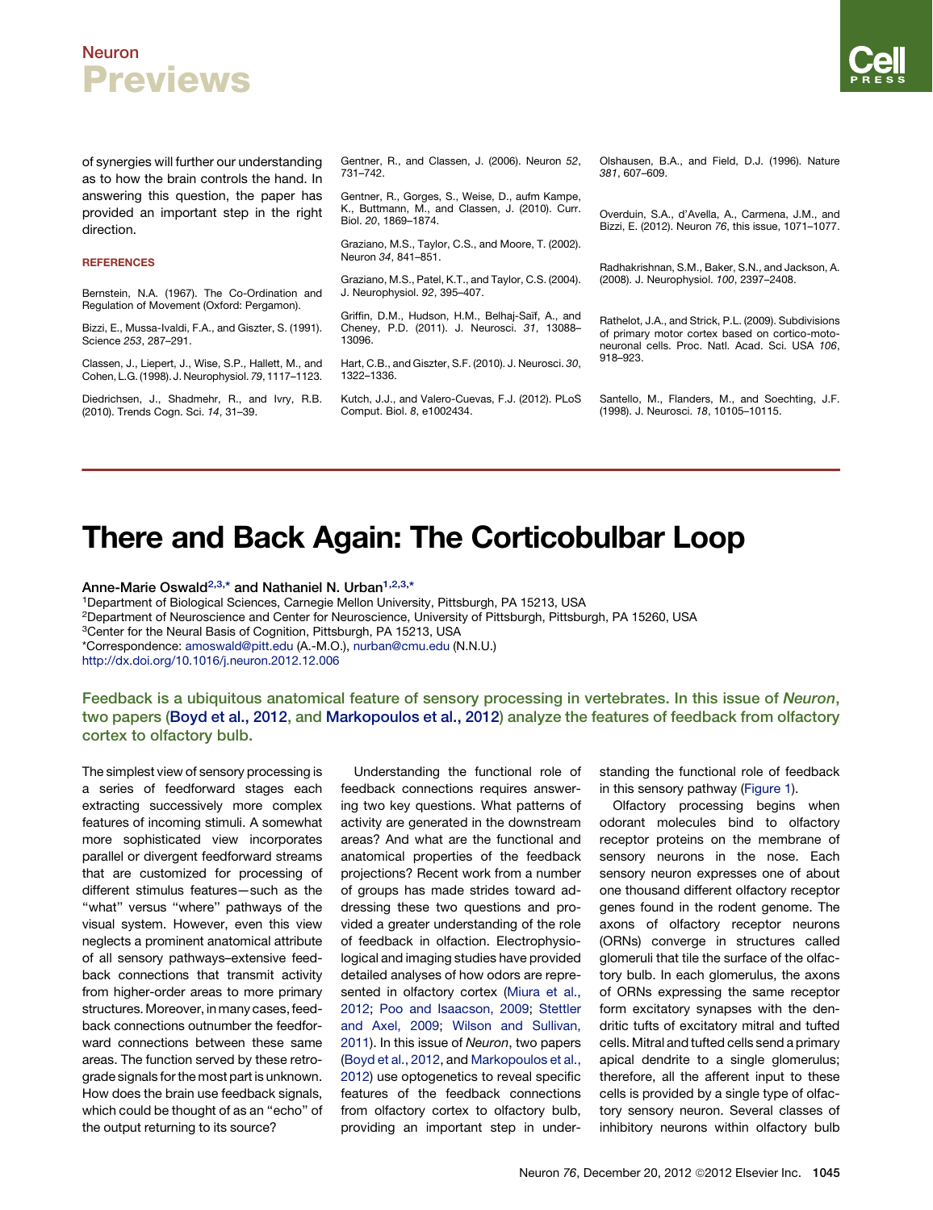of synergies will further our understanding as to how the brain controls the hand. In answering this question, the paper has provided an important step in the right direction.

## REFERENCES

Bernstein, N.A. (1967). The Co-Ordination and Regulation of Movement (Oxford: Pergamon).

Bizzi, E., Mussa-Ivaldi, F.A., and Giszter, S. (1991). Science *253*, 287–291.

Classen, J., Liepert, J., Wise, S.P., Hallett, M., and Cohen, L.G. (1998). J. Neurophysiol. *79*, 1117–1123.

Diedrichsen, J., Shadmehr, R., and Ivry, R.B. (2010). Trends Cogn. Sci. *14*, 31–39.

Gentner, R., and Classen, J. (2006). Neuron *52*, 731–742.

Gentner, R., Gorges, S., Weise, D., aufm Kampe, K., Buttmann, M., and Classen, J. (2010). Curr. Biol. *20*, 1869–1874.

Graziano, M.S., Taylor, C.S., and Moore, T. (2002). Neuron *34*, 841–851.

Graziano, M.S., Patel, K.T., and Taylor, C.S. (2004). J. Neurophysiol. *92*, 395–407.

Griffin, D.M., Hudson, H.M., Belhaj-Saïf, A., and Cheney, P.D. (2011). J. Neurosci. *31*, 13088–13096.

Hart, C.B., and Giszter, S.F. (2010). J. Neurosci. *30*, 1322–1336.

Kutch, J.J., and Valero-Cuevas, F.J. (2012). PLoS Comput. Biol. *8*, e1002434.

Olshausen, B.A., and Field, D.J. (1996). Nature *381*, 607–609.

Overduin, S.A., d'Avella, A., Carmena, J.M., and Bizzi, E. (2012). Neuron *76*, this issue, 1071–1077.

Radhakrishnan, S.M., Baker, S.N., and Jackson, A. (2008). J. Neurophysiol. *100*, 2397–2408.

Rathelot, J.A., and Strick, P.L. (2009). Subdivisions of primary motor cortex based on cortico-motoneuronal cells. Proc. Natl. Acad. Sci. USA *106*, 918–923.

Santello, M., Flanders, M., and Soechting, J.F. (1998). J. Neurosci. *18*, 10105–10115.

# There and Back Again: The Corticobulbar Loop

**Anne-Marie Oswald[2,3,*] and Nathaniel N. Urban[1,2,3,*]**

[1]Department of Biological Sciences, Carnegie Mellon University, Pittsburgh, PA 15213, USA
[2]Department of Neuroscience and Center for Neuroscience, University of Pittsburgh, Pittsburgh, PA 15260, USA
[3]Center for the Neural Basis of Cognition, Pittsburgh, PA 15213, USA
*Correspondence: amoswald@pitt.edu (A.-M.O.), nurban@cmu.edu (N.N.U.)
http://dx.doi.org/10.1016/j.neuron.2012.12.006

**Feedback is a ubiquitous anatomical feature of sensory processing in vertebrates. In this issue of *Neuron*, two papers (Boyd et al., 2012, and Markopoulos et al., 2012) analyze the features of feedback from olfactory cortex to olfactory bulb.**

The simplest view of sensory processing is a series of feedforward stages each extracting successively more complex features of incoming stimuli. A somewhat more sophisticated view incorporates parallel or divergent feedforward streams that are customized for processing of different stimulus features—such as the "what" versus "where" pathways of the visual system. However, even this view neglects a prominent anatomical attribute of all sensory pathways–extensive feedback connections that transmit activity from higher-order areas to more primary structures. Moreover, in many cases, feedback connections outnumber the feedforward connections between these same areas. The function served by these retrograde signals for the most part is unknown. How does the brain use feedback signals, which could be thought of as an "echo" of the output returning to its source?

Understanding the functional role of feedback connections requires answering two key questions. What patterns of activity are generated in the downstream areas? And what are the functional and anatomical properties of the feedback projections? Recent work from a number of groups has made strides toward addressing these two questions and provided a greater understanding of the role of feedback in olfaction. Electrophysiological and imaging studies have provided detailed analyses of how odors are represented in olfactory cortex (Miura et al., 2012; Poo and Isaacson, 2009; Stettler and Axel, 2009; Wilson and Sullivan, 2011). In this issue of *Neuron*, two papers (Boyd et al., 2012, and Markopoulos et al., 2012) use optogenetics to reveal specific features of the feedback connections from olfactory cortex to olfactory bulb, providing an important step in understanding the functional role of feedback in this sensory pathway (Figure 1).

Olfactory processing begins when odorant molecules bind to olfactory receptor proteins on the membrane of sensory neurons in the nose. Each sensory neuron expresses one of about one thousand different olfactory receptor genes found in the rodent genome. The axons of olfactory receptor neurons (ORNs) converge in structures called glomeruli that tile the surface of the olfactory bulb. In each glomerulus, the axons of ORNs expressing the same receptor form excitatory synapses with the dendritic tufts of excitatory mitral and tufted cells. Mitral and tufted cells send a primary apical dendrite to a single glomerulus; therefore, all the afferent input to these cells is provided by a single type of olfactory sensory neuron. Several classes of inhibitory neurons within olfactory bulb